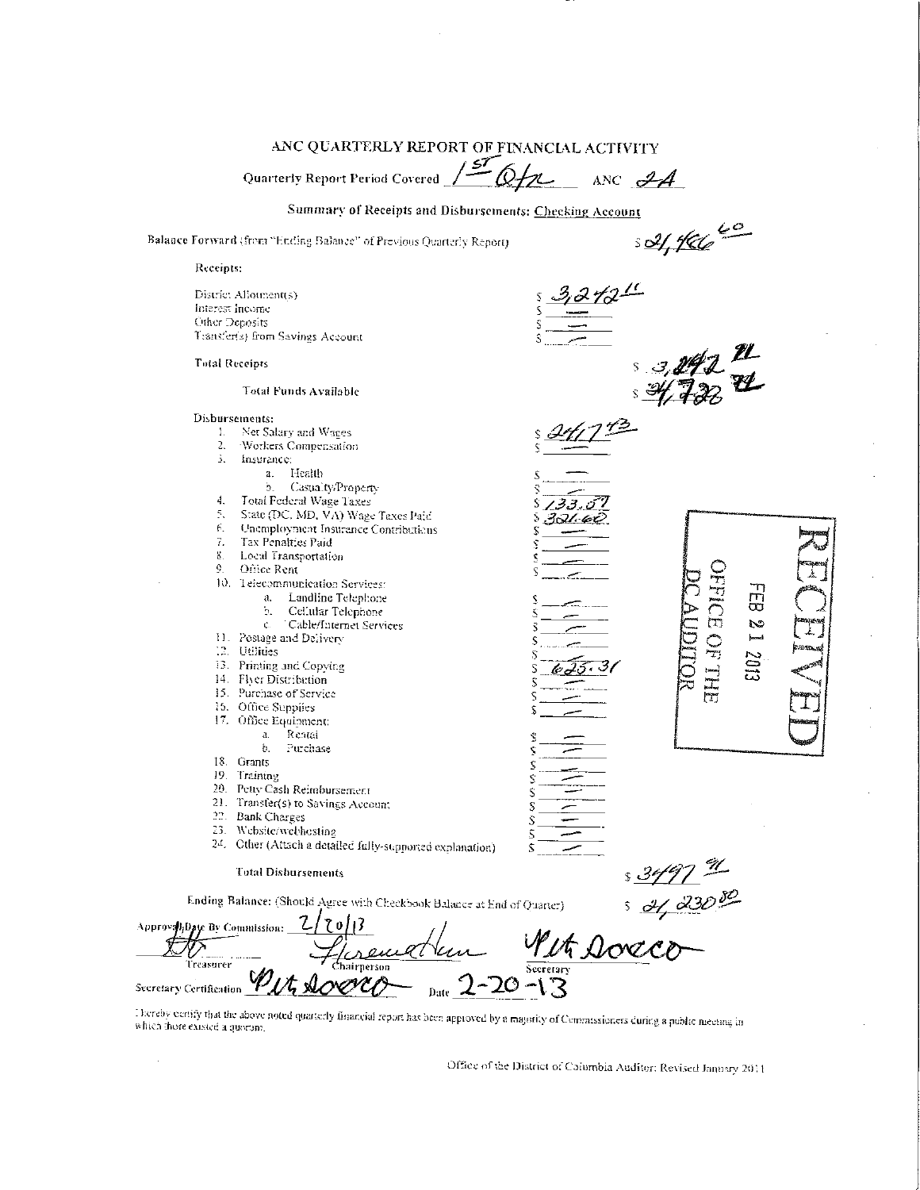# ANC QUARTERLY REPORT OF FINANCIAL ACTIVITY

Quarterly Report Period Covered 1st Qtr ANC 2A

## Summary of Receipts and Disbursements: Checking Account

Balance Forward (from "Ending Balance" of Previous Quarterly Report) $ 21,466.60

**Receipts:**

| | |
|---|---|
| District Allotment(s) | $ 3,242.11 |
| Interest Income | $ — |
| Other Deposits | $ — |
| Transfer(s) from Savings Account | $ — |
| **Total Receipts** | $ 3,242.11 |
| **Total Funds Available** | $ 24,728.71 |

**Disbursements:**

| | |
|---|---|
| 1. Net Salary and Wages | $ 2417.43 |
| 2. Workers Compensation | $ — |
| 3. Insurance: | |
| a. Health | $ — |
| b. Casualty/Property | $ — |
| 4. Total Federal Wage Taxes | $ 133.57 |
| 5. State (DC, MD, VA) Wage Taxes Paid | $ 321.60 |
| 6. Unemployment Insurance Contributions | $ — |
| 7. Tax Penalties Paid | $ — |
| 8. Local Transportation | $ — |
| 9. Office Rent | $ — |
| 10. Telecommunication Services: | |
| a. Landline Telephone | $ — |
| b. Cellular Telephone | $ — |
| c. Cable/Internet Services | $ — |
| 11. Postage and Delivery | $ — |
| 12. Utilities | $ — |
| 13. Printing and Copying | $ 625.31 |
| 14. Flyer Distribution | $ — |
| 15. Purchase of Service | $ — |
| 16. Office Supplies | $ — |
| 17. Office Equipment: | |
| a. Rental | $ — |
| b. Purchase | $ — |
| 18. Grants | $ — |
| 19. Training | $ — |
| 20. Petty Cash Reimbursement | $ — |
| 21. Transfer(s) to Savings Account | $ — |
| 22. Bank Charges | $ — |
| 23. Website/webhosting | $ — |
| 24. Other (Attach a detailed fully-supported explanation) | $ — |
| **Total Disbursements** | $ 3497.91 |

Ending Balance: (Should Agree with Checkbook Balance at End of Quarter) $ 21,230.80

RECEIVED
FEB 21 2013
OFFICE OF THE
DC AUDITOR

Approval Date By Commission: 2/20/13

[signature] Treasurer [signature] Chairperson Pat Dorazio Secretary

Secretary Certification Pat Dorazio Date 2-20-13

I hereby certify that the above noted quarterly financial report has been approved by a majority of Commissioners during a public meeting in which there existed a quorum.

Office of the District of Columbia Auditor: Revised January 2011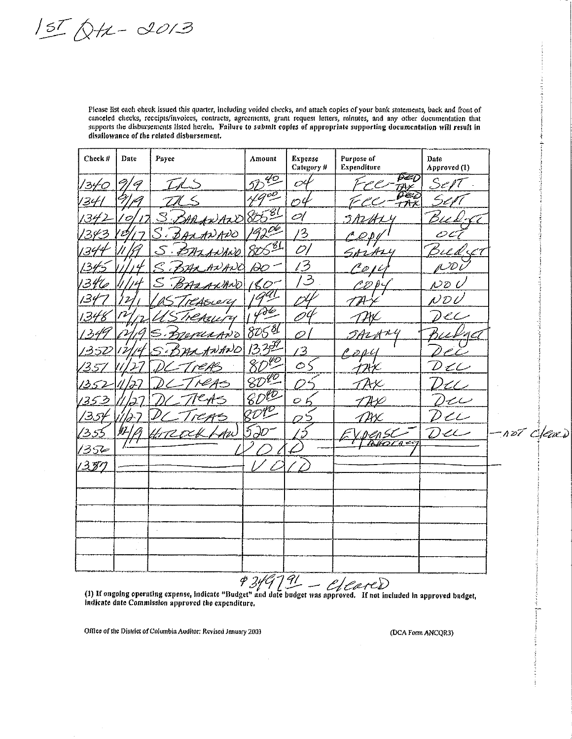1st Qtr - 2013

Please list each check issued this quarter, including voided checks, and attach copies of your bank statements, back and front of canceled checks, receipts/invoices, contracts, agreements, grant request letters, minutes, and any other documentation that supports the disbursements listed herein. **Failure to submit copies of appropriate supporting documentation will result in disallowance of the related disbursement.**

| Check # | Date | Payee | Amount | Expense Category # | Purpose of Expenditure | Date Approved (1) |
|---|---|---|---|---|---|---|
| 1340 | 9/9 | IRS | 52.40 | 04 | Fee - Ded Tax | Sept |
| 1341 | 9/9 | IRS | 49.00 | 04 | Fee - Ded Tax | Sept |
| 1342 | 10/17 | S. Baranano | 805.81 | 01 | Salary | Budget |
| 1343 | 10/17 | S. Baranano | 192.06 | 13 | Copy | Oct |
| 1344 | 11/9 | S. Baranano | 805.81 | 01 | Salary | Budget |
| 1345 | 11/14 | S. Baranano | 120 - | 13 | Copy | Nov |
| 1346 | 11/14 | S. Baranano | 180 - | 13 | Copy | Nov |
| 1347 | 12/1 | US Treasury | 19.91 | 04 | Tax | Nov |
| 1348 | 12/12 | US Treasury | 14.86 | 04 | Tax | Dec |
| 1349 | 12/19 | S. Baranano | 805.81 | 01 | Salary | Budget |
| 1350 | 12/14 | S. Baranano | 133.39 | 13 | Copy | Dec |
| 1351 | 11/27 | DC Treas | 80.40 | 05 | Tax | Dec |
| 1352 | 11/27 | DC Treas | 80.40 | 05 | Tax | Dec |
| 1353 | 11/27 | DC Treas | 80.40 | 05 | Tax | Dec |
| 1354 | 11/27 | DC Treas | 80.40 | 05 | Tax | Dec |
| 1355 | 12/19 | Hitrock Law | 520 - | 15 | Expense - Attorney | Dec |
| 1356 | | VOID | | | | |
| 1357 | | VOID | | | | |

— not cleared (1355)

$3497.91 - cleared

(1) If ongoing operating expense, indicate "Budget" and date budget was approved. If not included in approved budget, indicate date Commission approved the expenditure.

Office of the District of Columbia Auditor: Revised January 2003

(DCA Form ANCQR3)